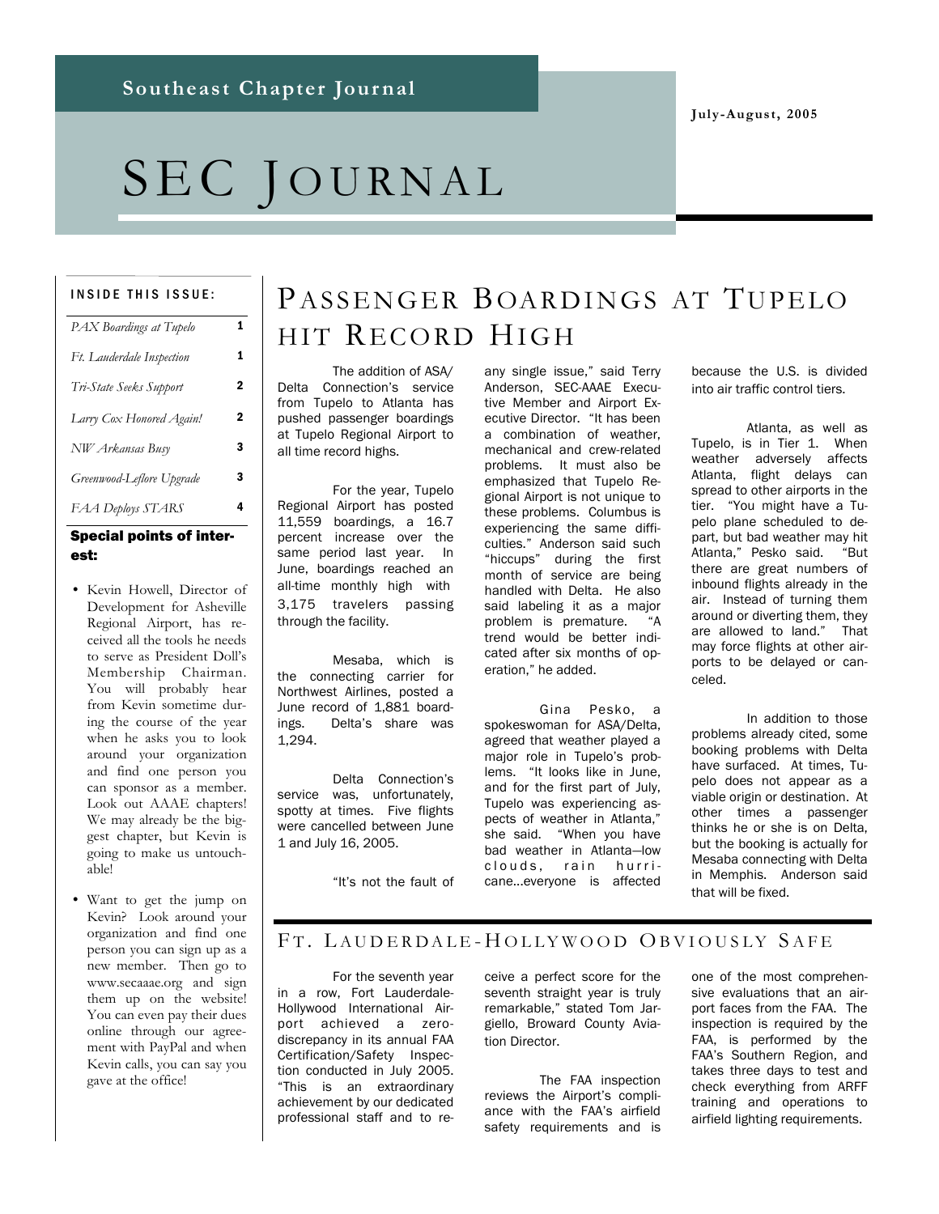Southeast Chapter Journal

July-August, 2005

# SEC JOURNAL

**INSIDE THIS ISSUE:**

| | |
|---|---|
| *PAX Boardings at Tupelo* | 1 |
| *Ft. Lauderdale Inspection* | 1 |
| *Tri-State Seeks Support* | 2 |
| *Larry Cox Honored Again!* | 2 |
| *NW Arkansas Busy* | 3 |
| *Greenwood-Leflore Upgrade* | 3 |
| *FAA Deploys STARS* | 4 |

**Special points of interest:**

- Kevin Howell, Director of Development for Asheville Regional Airport, has received all the tools he needs to serve as President Doll's Membership Chairman. You will probably hear from Kevin sometime during the course of the year when he asks you to look around your organization and find one person you can sponsor as a member. Look out AAAE chapters! We may already be the biggest chapter, but Kevin is going to make us untouchable!
- Want to get the jump on Kevin? Look around your organization and find one person you can sign up as a new member. Then go to www.secaaae.org and sign them up on the website! You can even pay their dues online through our agreement with PayPal and when Kevin calls, you can say you gave at the office!

## PASSENGER BOARDINGS AT TUPELO HIT RECORD HIGH

The addition of ASA/ Delta Connection's service from Tupelo to Atlanta has pushed passenger boardings at Tupelo Regional Airport to all time record highs.

For the year, Tupelo Regional Airport has posted 11,559 boardings, a 16.7 percent increase over the same period last year. In June, boardings reached an all-time monthly high with 3,175 travelers passing through the facility.

Mesaba, which is the connecting carrier for Northwest Airlines, posted a June record of 1,881 boardings. Delta's share was 1,294.

Delta Connection's service was, unfortunately, spotty at times. Five flights were cancelled between June 1 and July 16, 2005.

"It's not the fault of any single issue," said Terry Anderson, SEC-AAAE Executive Member and Airport Executive Director. "It has been a combination of weather, mechanical and crew-related problems. It must also be emphasized that Tupelo Regional Airport is not unique to these problems. Columbus is experiencing the same difficulties." Anderson said such "hiccups" during the first month of service are being handled with Delta. He also said labeling it as a major problem is premature. "A trend would be better indicated after six months of operation," he added.

Gina Pesko, a spokeswoman for ASA/Delta, agreed that weather played a major role in Tupelo's problems. "It looks like in June, and for the first part of July, Tupelo was experiencing aspects of weather in Atlanta," she said. "When you have bad weather in Atlanta—low clouds, rain hurricane...everyone is affected because the U.S. is divided into air traffic control tiers.

Atlanta, as well as Tupelo, is in Tier 1. When weather adversely affects Atlanta, flight delays can spread to other airports in the tier. "You might have a Tupelo plane scheduled to depart, but bad weather may hit Atlanta," Pesko said. "But there are great numbers of inbound flights already in the air. Instead of turning them around or diverting them, they are allowed to land." That may force flights at other airports to be delayed or canceled.

In addition to those problems already cited, some booking problems with Delta have surfaced. At times, Tupelo does not appear as a viable origin or destination. At other times a passenger thinks he or she is on Delta, but the booking is actually for Mesaba connecting with Delta in Memphis. Anderson said that will be fixed.

## FT. LAUDERDALE-HOLLYWOOD OBVIOUSLY SAFE

For the seventh year in a row, Fort Lauderdale-Hollywood International Airport achieved a zero-discrepancy in its annual FAA Certification/Safety Inspection conducted in July 2005. "This is an extraordinary achievement by our dedicated professional staff and to receive a perfect score for the seventh straight year is truly remarkable," stated Tom Jargiello, Broward County Aviation Director.

The FAA inspection reviews the Airport's compliance with the FAA's airfield safety requirements and is one of the most comprehensive evaluations that an airport faces from the FAA. The inspection is required by the FAA, is performed by the FAA's Southern Region, and takes three days to test and check everything from ARFF training and operations to airfield lighting requirements.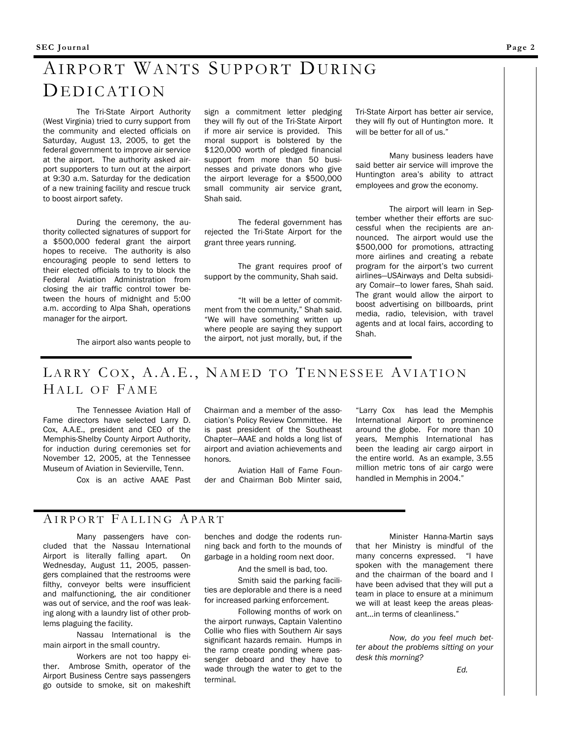## Airport Wants Support During Dedication

The Tri-State Airport Authority (West Virginia) tried to curry support from the community and elected officials on Saturday, August 13, 2005, to get the federal government to improve air service at the airport. The authority asked airport supporters to turn out at the airport at 9:30 a.m. Saturday for the dedication of a new training facility and rescue truck to boost airport safety.

During the ceremony, the authority collected signatures of support for a $500,000 federal grant the airport hopes to receive. The authority is also encouraging people to send letters to their elected officials to try to block the Federal Aviation Administration from closing the air traffic control tower between the hours of midnight and 5:00 a.m. according to Alpa Shah, operations manager for the airport.

The airport also wants people to sign a commitment letter pledging they will fly out of the Tri-State Airport if more air service is provided. This moral support is bolstered by the $120,000 worth of pledged financial support from more than 50 businesses and private donors who give the airport leverage for a $500,000 small community air service grant, Shah said.

The federal government has rejected the Tri-State Airport for the grant three years running.

The grant requires proof of support by the community, Shah said.

"It will be a letter of commitment from the community," Shah said. "We will have something written up where people are saying they support the airport, not just morally, but, if the Tri-State Airport has better air service, they will fly out of Huntington more. It will be better for all of us."

Many business leaders have said better air service will improve the Huntington area's ability to attract employees and grow the economy.

The airport will learn in September whether their efforts are successful when the recipients are announced. The airport would use the $500,000 for promotions, attracting more airlines and creating a rebate program for the airport's two current airlines—USAirways and Delta subsidiary Comair—to lower fares, Shah said. The grant would allow the airport to boost advertising on billboards, print media, radio, television, with travel agents and at local fairs, according to Shah.

## Larry Cox, A.A.E., Named to Tennessee Aviation Hall of Fame

The Tennessee Aviation Hall of Fame directors have selected Larry D. Cox, A.A.E., president and CEO of the Memphis-Shelby County Airport Authority, for induction during ceremonies set for November 12, 2005, at the Tennessee Museum of Aviation in Sevierville, Tenn.

Cox is an active AAAE Past Chairman and a member of the association's Policy Review Committee. He is past president of the Southeast Chapter—AAAE and holds a long list of airport and aviation achievements and honors.

Aviation Hall of Fame Founder and Chairman Bob Minter said, "Larry Cox has lead the Memphis International Airport to prominence around the globe. For more than 10 years, Memphis International has been the leading air cargo airport in the entire world. As an example, 3.55 million metric tons of air cargo were handled in Memphis in 2004."

## Airport Falling Apart

Many passengers have concluded that the Nassau International Airport is literally falling apart. On Wednesday, August 11, 2005, passengers complained that the restrooms were filthy, conveyor belts were insufficient and malfunctioning, the air conditioner was out of service, and the roof was leaking along with a laundry list of other problems plaguing the facility.

Nassau International is the main airport in the small country.

Workers are not too happy either. Ambrose Smith, operator of the Airport Business Centre says passengers go outside to smoke, sit on makeshift benches and dodge the rodents running back and forth to the mounds of garbage in a holding room next door.

And the smell is bad, too.

Smith said the parking facilities are deplorable and there is a need for increased parking enforcement.

Following months of work on the airport runways, Captain Valentino Collie who flies with Southern Air says significant hazards remain. Humps in the ramp create ponding where passenger deboard and they have to wade through the water to get to the terminal.

Minister Hanna-Martin says that her Ministry is mindful of the many concerns expressed. "I have spoken with the management there and the chairman of the board and I have been advised that they will put a team in place to ensure at a minimum we will at least keep the areas pleasant…in terms of cleanliness."

*Now, do you feel much better about the problems sitting on your desk this morning?*

*Ed.*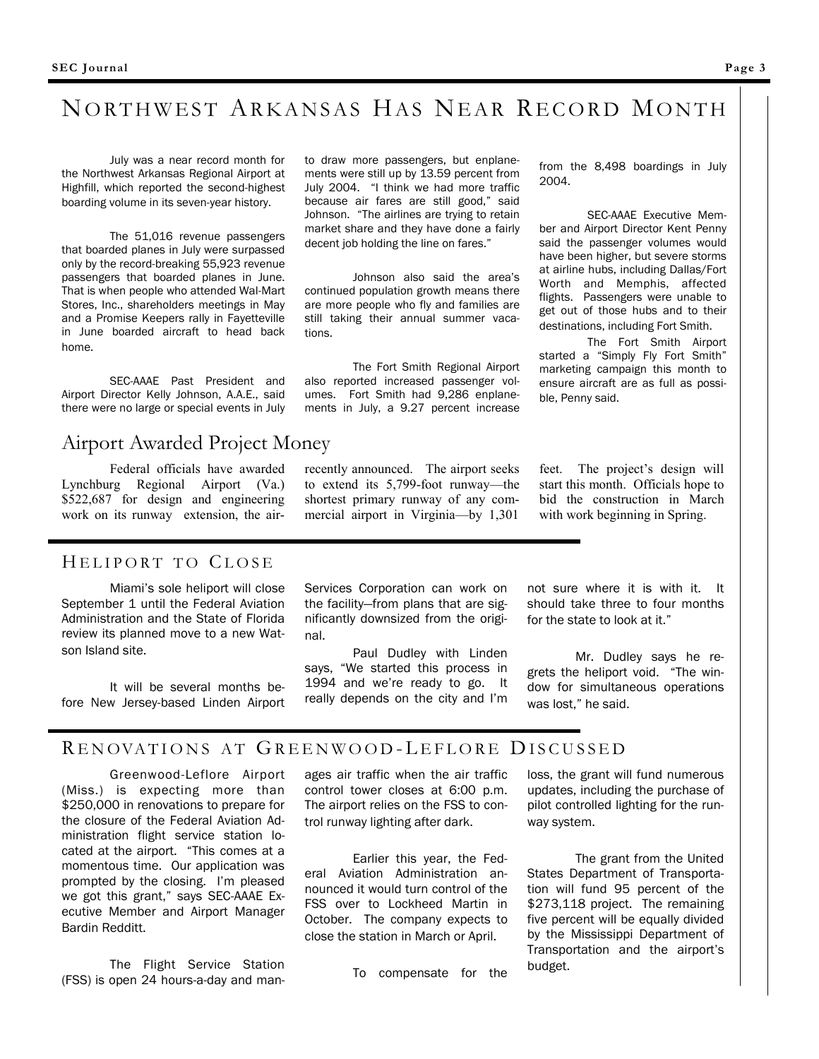# Northwest Arkansas Has Near Record Month

July was a near record month for the Northwest Arkansas Regional Airport at Highfill, which reported the second-highest boarding volume in its seven-year history.

The 51,016 revenue passengers that boarded planes in July were surpassed only by the record-breaking 55,923 revenue passengers that boarded planes in June. That is when people who attended Wal-Mart Stores, Inc., shareholders meetings in May and a Promise Keepers rally in Fayetteville in June boarded aircraft to head back home.

SEC-AAAE Past President and Airport Director Kelly Johnson, A.A.E., said there were no large or special events in July to draw more passengers, but enplanements were still up by 13.59 percent from July 2004. "I think we had more traffic because air fares are still good," said Johnson. "The airlines are trying to retain market share and they have done a fairly decent job holding the line on fares."

Johnson also said the area's continued population growth means there are more people who fly and families are still taking their annual summer vacations.

The Fort Smith Regional Airport also reported increased passenger volumes. Fort Smith had 9,286 enplanements in July, a 9.27 percent increase from the 8,498 boardings in July 2004.

SEC-AAAE Executive Member and Airport Director Kent Penny said the passenger volumes would have been higher, but severe storms at airline hubs, including Dallas/Fort Worth and Memphis, affected flights. Passengers were unable to get out of those hubs and to their destinations, including Fort Smith.

The Fort Smith Airport started a "Simply Fly Fort Smith" marketing campaign this month to ensure aircraft are as full as possible, Penny said.

## Airport Awarded Project Money

Federal officials have awarded Lynchburg Regional Airport (Va.) $522,687 for design and engineering work on its runway extension, the airport recently announced. The airport seeks to extend its 5,799-foot runway—the shortest primary runway of any commercial airport in Virginia—by 1,301 feet. The project's design will start this month. Officials hope to bid the construction in March with work beginning in Spring.

# Heliport to Close

Miami's sole heliport will close September 1 until the Federal Aviation Administration and the State of Florida review its planned move to a new Watson Island site.

It will be several months before New Jersey-based Linden Airport Services Corporation can work on the facility—from plans that are significantly downsized from the original.

Paul Dudley with Linden says, "We started this process in 1994 and we're ready to go. It really depends on the city and I'm not sure where it is with it. It should take three to four months for the state to look at it."

Mr. Dudley says he regrets the heliport void. "The window for simultaneous operations was lost," he said.

# Renovations at Greenwood-Leflore Discussed

Greenwood-Leflore Airport (Miss.) is expecting more than $250,000 in renovations to prepare for the closure of the Federal Aviation Administration flight service station located at the airport. "This comes at a momentous time. Our application was prompted by the closing. I'm pleased we got this grant," says SEC-AAAE Executive Member and Airport Manager Bardin Redditt.

The Flight Service Station (FSS) is open 24 hours-a-day and manages air traffic when the air traffic control tower closes at 6:00 p.m. The airport relies on the FSS to control runway lighting after dark.

Earlier this year, the Federal Aviation Administration announced it would turn control of the FSS over to Lockheed Martin in October. The company expects to close the station in March or April.

To compensate for the loss, the grant will fund numerous updates, including the purchase of pilot controlled lighting for the runway system.

The grant from the United States Department of Transportation will fund 95 percent of the $273,118 project. The remaining five percent will be equally divided by the Mississippi Department of Transportation and the airport's budget.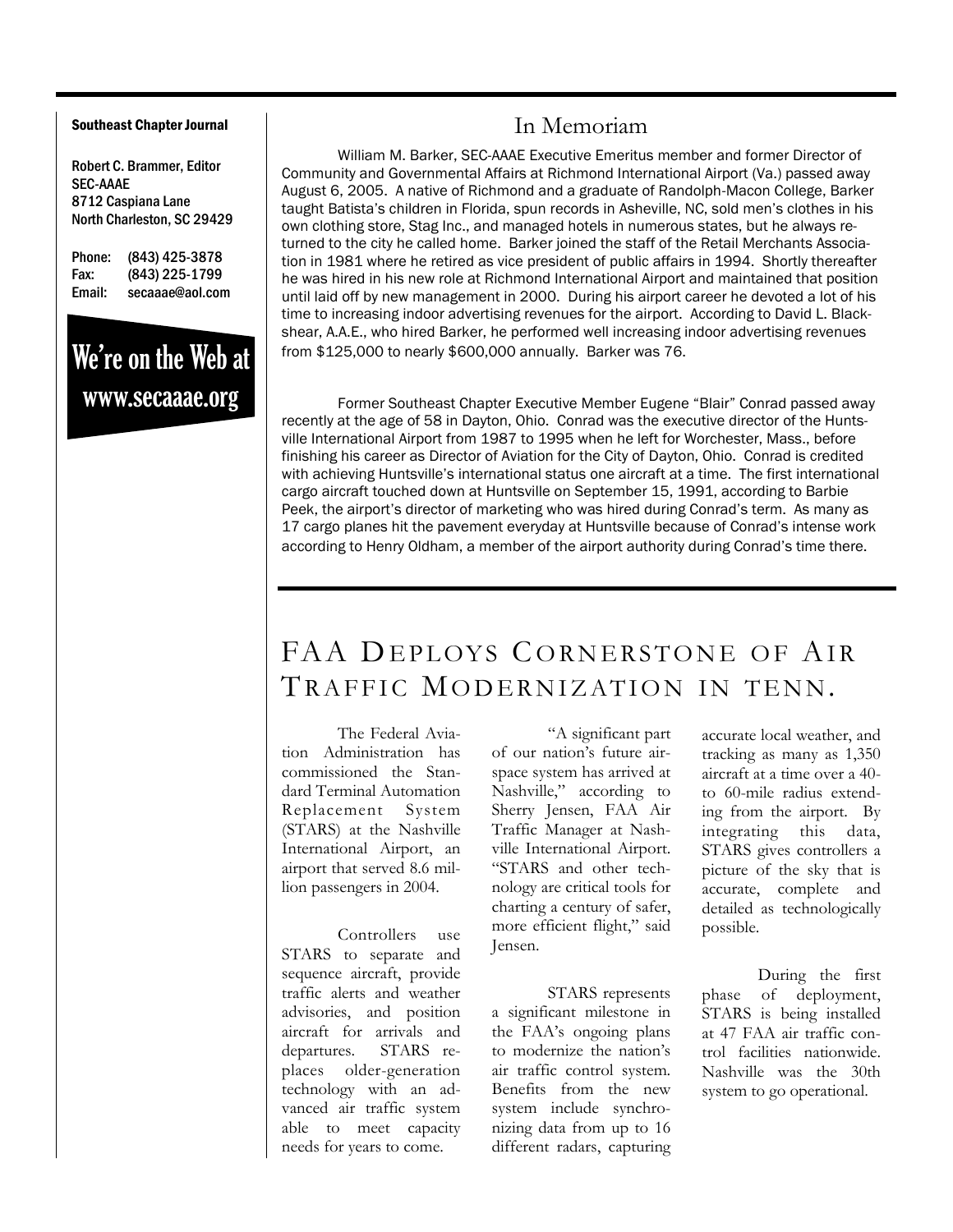**Southeast Chapter Journal**

Robert C. Brammer, Editor
SEC-AAAE
8712 Caspiana Lane
North Charleston, SC 29429

Phone: (843) 425-3878
Fax: (843) 225-1799
Email: secaaae@aol.com

**We're on the Web at www.secaaae.org**

## In Memoriam

William M. Barker, SEC-AAAE Executive Emeritus member and former Director of Community and Governmental Affairs at Richmond International Airport (Va.) passed away August 6, 2005. A native of Richmond and a graduate of Randolph-Macon College, Barker taught Batista's children in Florida, spun records in Asheville, NC, sold men's clothes in his own clothing store, Stag Inc., and managed hotels in numerous states, but he always returned to the city he called home. Barker joined the staff of the Retail Merchants Association in 1981 where he retired as vice president of public affairs in 1994. Shortly thereafter he was hired in his new role at Richmond International Airport and maintained that position until laid off by new management in 2000. During his airport career he devoted a lot of his time to increasing indoor advertising revenues for the airport. According to David L. Blackshear, A.A.E., who hired Barker, he performed well increasing indoor advertising revenues from $125,000 to nearly $600,000 annually. Barker was 76.

Former Southeast Chapter Executive Member Eugene "Blair" Conrad passed away recently at the age of 58 in Dayton, Ohio. Conrad was the executive director of the Huntsville International Airport from 1987 to 1995 when he left for Worchester, Mass., before finishing his career as Director of Aviation for the City of Dayton, Ohio. Conrad is credited with achieving Huntsville's international status one aircraft at a time. The first international cargo aircraft touched down at Huntsville on September 15, 1991, according to Barbie Peek, the airport's director of marketing who was hired during Conrad's term. As many as 17 cargo planes hit the pavement everyday at Huntsville because of Conrad's intense work according to Henry Oldham, a member of the airport authority during Conrad's time there.

# FAA Deploys Cornerstone of Air Traffic Modernization in Tenn.

The Federal Aviation Administration has commissioned the Standard Terminal Automation Replacement System (STARS) at the Nashville International Airport, an airport that served 8.6 million passengers in 2004.

Controllers use STARS to separate and sequence aircraft, provide traffic alerts and weather advisories, and position aircraft for arrivals and departures. STARS replaces older-generation technology with an advanced air traffic system able to meet capacity needs for years to come.

"A significant part of our nation's future airspace system has arrived at Nashville," according to Sherry Jensen, FAA Air Traffic Manager at Nashville International Airport. "STARS and other technology are critical tools for charting a century of safer, more efficient flight," said Jensen.

STARS represents a significant milestone in the FAA's ongoing plans to modernize the nation's air traffic control system. Benefits from the new system include synchronizing data from up to 16 different radars, capturing accurate local weather, and tracking as many as 1,350 aircraft at a time over a 40- to 60-mile radius extending from the airport. By integrating this data, STARS gives controllers a picture of the sky that is accurate, complete and detailed as technologically possible.

During the first phase of deployment, STARS is being installed at 47 FAA air traffic control facilities nationwide. Nashville was the 30th system to go operational.